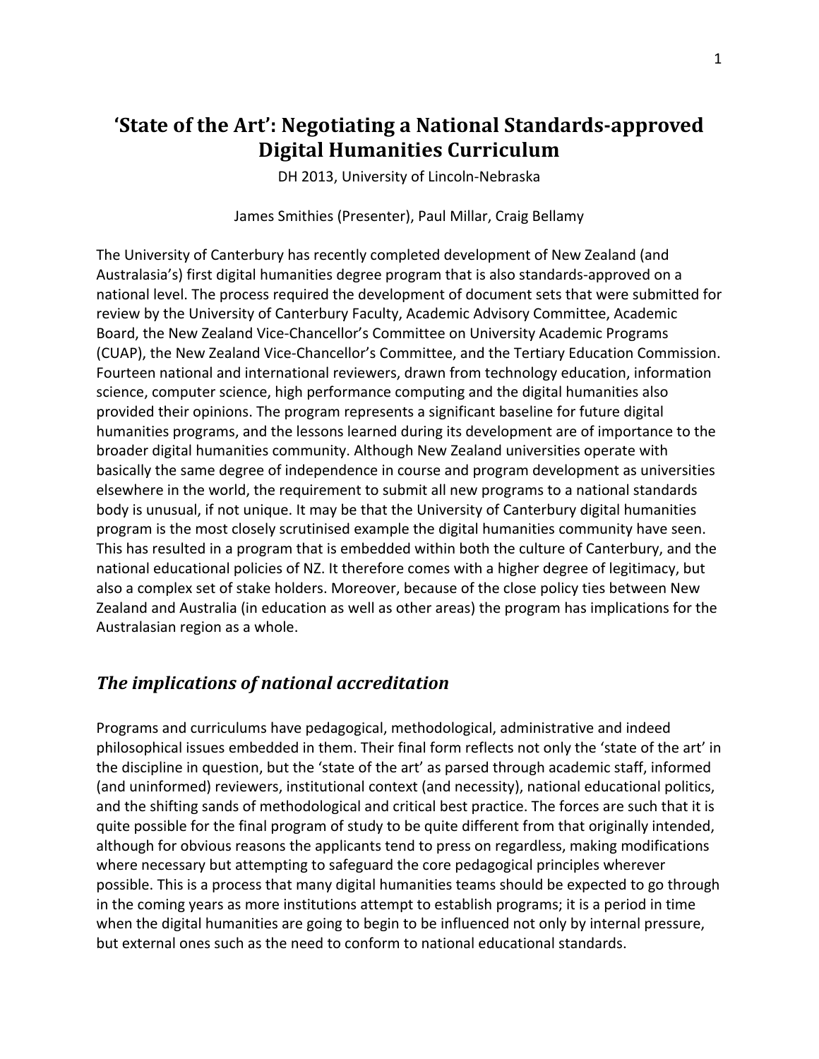# ‘State of the Art’: Negotiating a National Standards-approved Digital Humanities Curriculum

DH 2013, University of Lincoln-Nebraska

James Smithies (Presenter), Paul Millar, Craig Bellamy

The University of Canterbury has recently completed development of New Zealand (and Australasia’s) first digital humanities degree program that is also standards-approved on a national level. The process required the development of document sets that were submitted for review by the University of Canterbury Faculty, Academic Advisory Committee, Academic Board, the New Zealand Vice-Chancellor’s Committee on University Academic Programs (CUAP), the New Zealand Vice-Chancellor’s Committee, and the Tertiary Education Commission. Fourteen national and international reviewers, drawn from technology education, information science, computer science, high performance computing and the digital humanities also provided their opinions. The program represents a significant baseline for future digital humanities programs, and the lessons learned during its development are of importance to the broader digital humanities community. Although New Zealand universities operate with basically the same degree of independence in course and program development as universities elsewhere in the world, the requirement to submit all new programs to a national standards body is unusual, if not unique. It may be that the University of Canterbury digital humanities program is the most closely scrutinised example the digital humanities community have seen. This has resulted in a program that is embedded within both the culture of Canterbury, and the national educational policies of NZ. It therefore comes with a higher degree of legitimacy, but also a complex set of stake holders. Moreover, because of the close policy ties between New Zealand and Australia (in education as well as other areas) the program has implications for the Australasian region as a whole.

## *The implications of national accreditation*

Programs and curriculums have pedagogical, methodological, administrative and indeed philosophical issues embedded in them. Their final form reflects not only the ‘state of the art’ in the discipline in question, but the ‘state of the art’ as parsed through academic staff, informed (and uninformed) reviewers, institutional context (and necessity), national educational politics, and the shifting sands of methodological and critical best practice. The forces are such that it is quite possible for the final program of study to be quite different from that originally intended, although for obvious reasons the applicants tend to press on regardless, making modifications where necessary but attempting to safeguard the core pedagogical principles wherever possible. This is a process that many digital humanities teams should be expected to go through in the coming years as more institutions attempt to establish programs; it is a period in time when the digital humanities are going to begin to be influenced not only by internal pressure, but external ones such as the need to conform to national educational standards.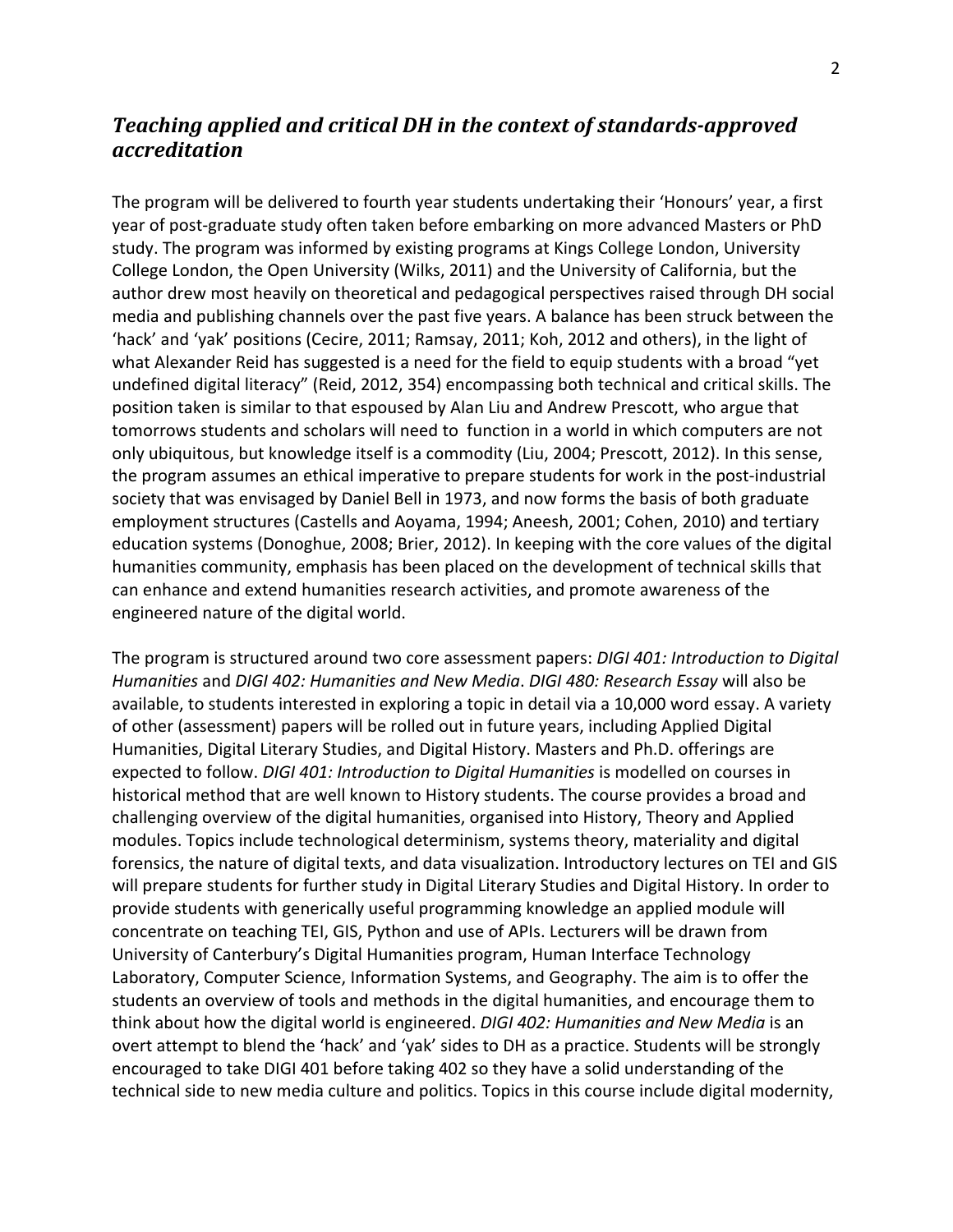## *Teaching applied and critical DH in the context of standards-approved accreditation*

The program will be delivered to fourth year students undertaking their 'Honours' year, a first year of post-graduate study often taken before embarking on more advanced Masters or PhD study. The program was informed by existing programs at Kings College London, University College London, the Open University (Wilks, 2011) and the University of California, but the author drew most heavily on theoretical and pedagogical perspectives raised through DH social media and publishing channels over the past five years. A balance has been struck between the 'hack' and 'yak' positions (Cecire, 2011; Ramsay, 2011; Koh, 2012 and others), in the light of what Alexander Reid has suggested is a need for the field to equip students with a broad "yet undefined digital literacy" (Reid, 2012, 354) encompassing both technical and critical skills. The position taken is similar to that espoused by Alan Liu and Andrew Prescott, who argue that tomorrows students and scholars will need to function in a world in which computers are not only ubiquitous, but knowledge itself is a commodity (Liu, 2004; Prescott, 2012). In this sense, the program assumes an ethical imperative to prepare students for work in the post-industrial society that was envisaged by Daniel Bell in 1973, and now forms the basis of both graduate employment structures (Castells and Aoyama, 1994; Aneesh, 2001; Cohen, 2010) and tertiary education systems (Donoghue, 2008; Brier, 2012). In keeping with the core values of the digital humanities community, emphasis has been placed on the development of technical skills that can enhance and extend humanities research activities, and promote awareness of the engineered nature of the digital world.

The program is structured around two core assessment papers: *DIGI 401: Introduction to Digital Humanities* and *DIGI 402: Humanities and New Media*. *DIGI 480: Research Essay* will also be available, to students interested in exploring a topic in detail via a 10,000 word essay. A variety of other (assessment) papers will be rolled out in future years, including Applied Digital Humanities, Digital Literary Studies, and Digital History. Masters and Ph.D. offerings are expected to follow. *DIGI 401: Introduction to Digital Humanities* is modelled on courses in historical method that are well known to History students. The course provides a broad and challenging overview of the digital humanities, organised into History, Theory and Applied modules. Topics include technological determinism, systems theory, materiality and digital forensics, the nature of digital texts, and data visualization. Introductory lectures on TEI and GIS will prepare students for further study in Digital Literary Studies and Digital History. In order to provide students with generically useful programming knowledge an applied module will concentrate on teaching TEI, GIS, Python and use of APIs. Lecturers will be drawn from University of Canterbury's Digital Humanities program, Human Interface Technology Laboratory, Computer Science, Information Systems, and Geography. The aim is to offer the students an overview of tools and methods in the digital humanities, and encourage them to think about how the digital world is engineered. *DIGI 402: Humanities and New Media* is an overt attempt to blend the 'hack' and 'yak' sides to DH as a practice. Students will be strongly encouraged to take DIGI 401 before taking 402 so they have a solid understanding of the technical side to new media culture and politics. Topics in this course include digital modernity,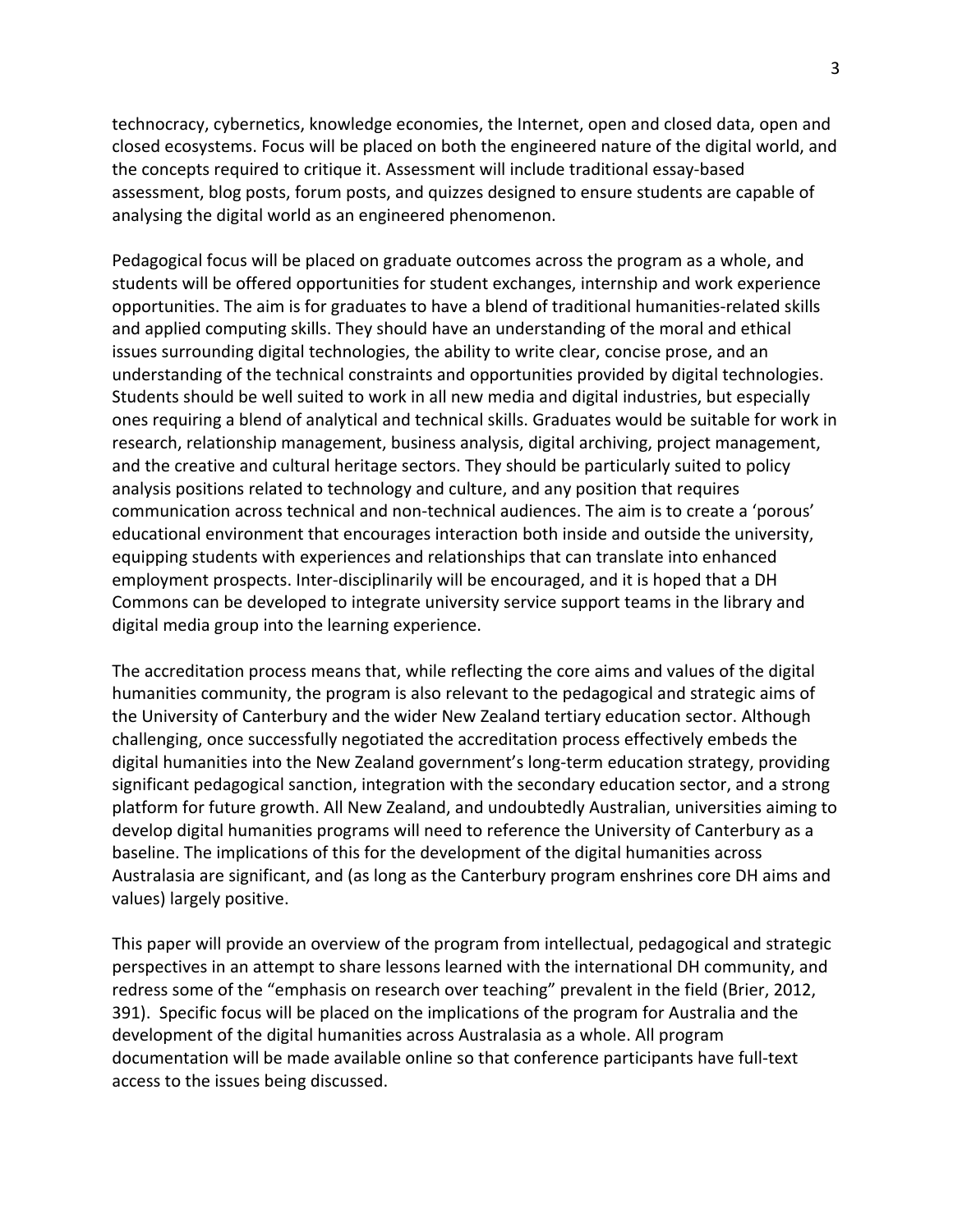technocracy, cybernetics, knowledge economies, the Internet, open and closed data, open and closed ecosystems. Focus will be placed on both the engineered nature of the digital world, and the concepts required to critique it. Assessment will include traditional essay-based assessment, blog posts, forum posts, and quizzes designed to ensure students are capable of analysing the digital world as an engineered phenomenon.

Pedagogical focus will be placed on graduate outcomes across the program as a whole, and students will be offered opportunities for student exchanges, internship and work experience opportunities. The aim is for graduates to have a blend of traditional humanities-related skills and applied computing skills. They should have an understanding of the moral and ethical issues surrounding digital technologies, the ability to write clear, concise prose, and an understanding of the technical constraints and opportunities provided by digital technologies. Students should be well suited to work in all new media and digital industries, but especially ones requiring a blend of analytical and technical skills. Graduates would be suitable for work in research, relationship management, business analysis, digital archiving, project management, and the creative and cultural heritage sectors. They should be particularly suited to policy analysis positions related to technology and culture, and any position that requires communication across technical and non-technical audiences. The aim is to create a 'porous' educational environment that encourages interaction both inside and outside the university, equipping students with experiences and relationships that can translate into enhanced employment prospects. Inter-disciplinarily will be encouraged, and it is hoped that a DH Commons can be developed to integrate university service support teams in the library and digital media group into the learning experience.

The accreditation process means that, while reflecting the core aims and values of the digital humanities community, the program is also relevant to the pedagogical and strategic aims of the University of Canterbury and the wider New Zealand tertiary education sector. Although challenging, once successfully negotiated the accreditation process effectively embeds the digital humanities into the New Zealand government's long-term education strategy, providing significant pedagogical sanction, integration with the secondary education sector, and a strong platform for future growth. All New Zealand, and undoubtedly Australian, universities aiming to develop digital humanities programs will need to reference the University of Canterbury as a baseline. The implications of this for the development of the digital humanities across Australasia are significant, and (as long as the Canterbury program enshrines core DH aims and values) largely positive.

This paper will provide an overview of the program from intellectual, pedagogical and strategic perspectives in an attempt to share lessons learned with the international DH community, and redress some of the "emphasis on research over teaching" prevalent in the field (Brier, 2012, 391). Specific focus will be placed on the implications of the program for Australia and the development of the digital humanities across Australasia as a whole. All program documentation will be made available online so that conference participants have full-text access to the issues being discussed.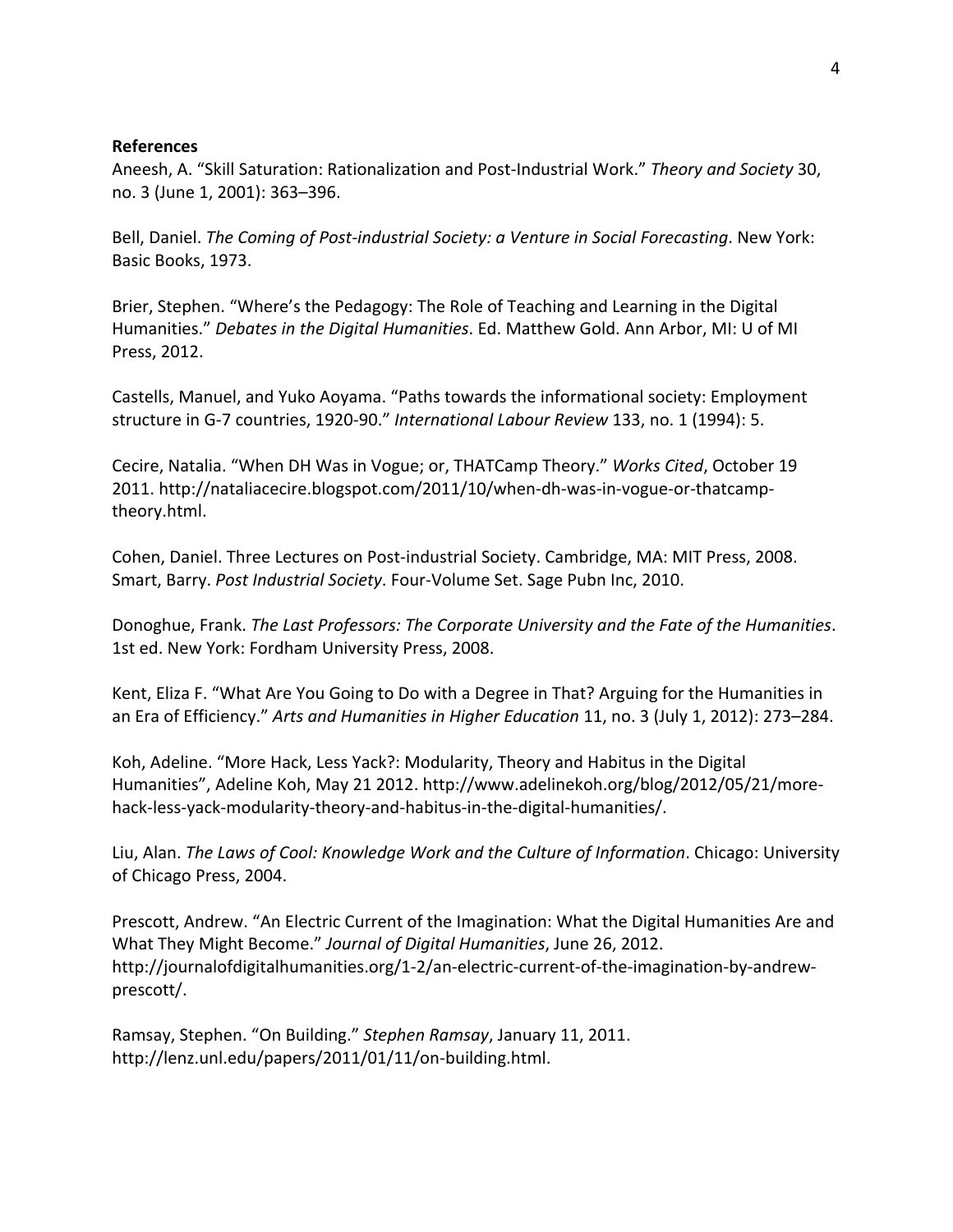**References**

Aneesh, A. "Skill Saturation: Rationalization and Post-Industrial Work." *Theory and Society* 30, no. 3 (June 1, 2001): 363–396.

Bell, Daniel. *The Coming of Post-industrial Society: a Venture in Social Forecasting*. New York: Basic Books, 1973.

Brier, Stephen. "Where's the Pedagogy: The Role of Teaching and Learning in the Digital Humanities." *Debates in the Digital Humanities*. Ed. Matthew Gold. Ann Arbor, MI: U of MI Press, 2012.

Castells, Manuel, and Yuko Aoyama. "Paths towards the informational society: Employment structure in G-7 countries, 1920-90." *International Labour Review* 133, no. 1 (1994): 5.

Cecire, Natalia. "When DH Was in Vogue; or, THATCamp Theory." *Works Cited*, October 19 2011. http://nataliacecire.blogspot.com/2011/10/when-dh-was-in-vogue-or-thatcamp-theory.html.

Cohen, Daniel. Three Lectures on Post-industrial Society. Cambridge, MA: MIT Press, 2008.
Smart, Barry. *Post Industrial Society*. Four-Volume Set. Sage Pubn Inc, 2010.

Donoghue, Frank. *The Last Professors: The Corporate University and the Fate of the Humanities*. 1st ed. New York: Fordham University Press, 2008.

Kent, Eliza F. "What Are You Going to Do with a Degree in That? Arguing for the Humanities in an Era of Efficiency." *Arts and Humanities in Higher Education* 11, no. 3 (July 1, 2012): 273–284.

Koh, Adeline. "More Hack, Less Yack?: Modularity, Theory and Habitus in the Digital Humanities", Adeline Koh, May 21 2012. http://www.adelinekoh.org/blog/2012/05/21/more-hack-less-yack-modularity-theory-and-habitus-in-the-digital-humanities/.

Liu, Alan. *The Laws of Cool: Knowledge Work and the Culture of Information*. Chicago: University of Chicago Press, 2004.

Prescott, Andrew. "An Electric Current of the Imagination: What the Digital Humanities Are and What They Might Become." *Journal of Digital Humanities*, June 26, 2012. http://journalofdigitalhumanities.org/1-2/an-electric-current-of-the-imagination-by-andrew-prescott/.

Ramsay, Stephen. "On Building." *Stephen Ramsay*, January 11, 2011. http://lenz.unl.edu/papers/2011/01/11/on-building.html.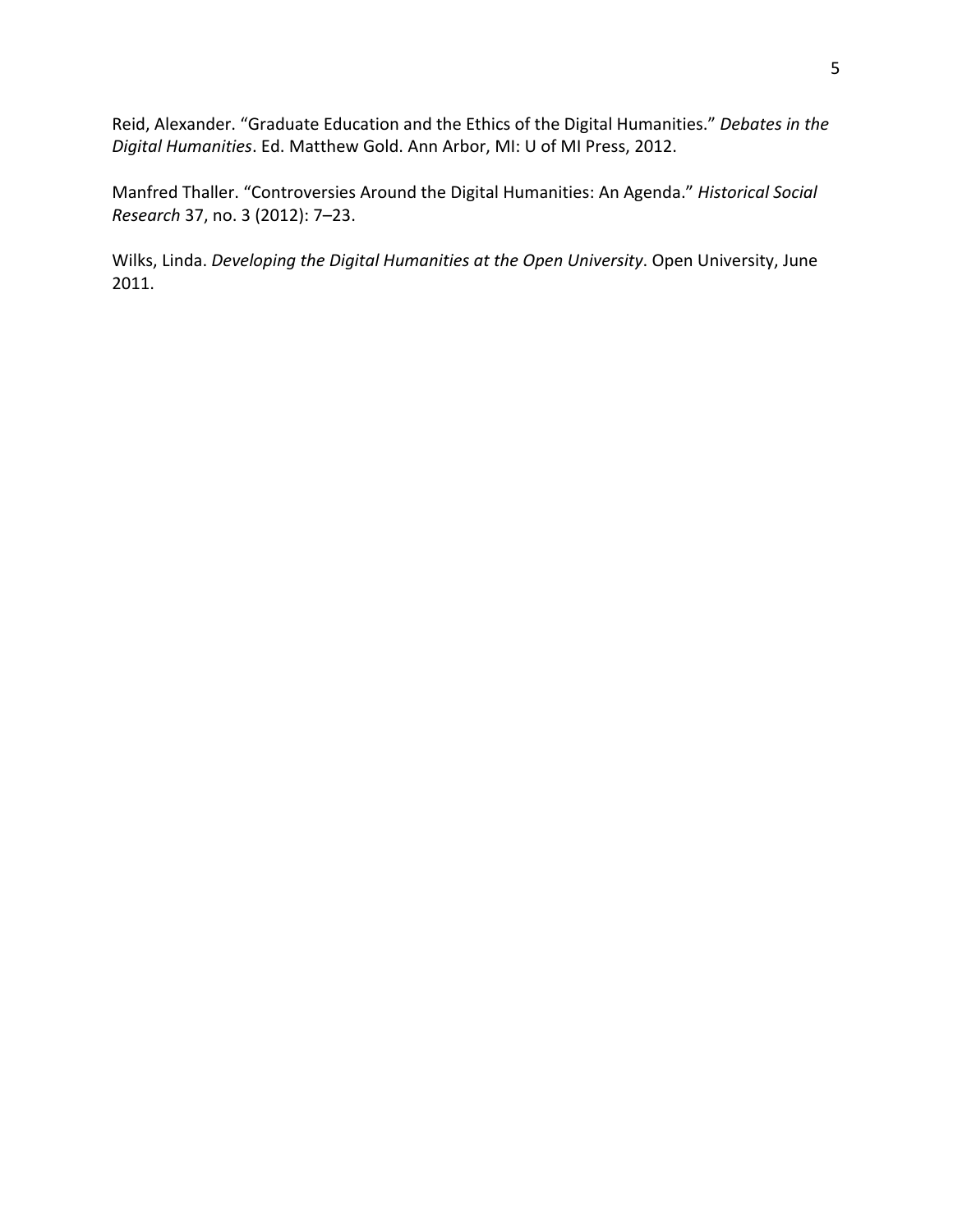Reid, Alexander. "Graduate Education and the Ethics of the Digital Humanities." *Debates in the Digital Humanities*. Ed. Matthew Gold. Ann Arbor, MI: U of MI Press, 2012.

Manfred Thaller. "Controversies Around the Digital Humanities: An Agenda." *Historical Social Research* 37, no. 3 (2012): 7–23.

Wilks, Linda. *Developing the Digital Humanities at the Open University*. Open University, June 2011.